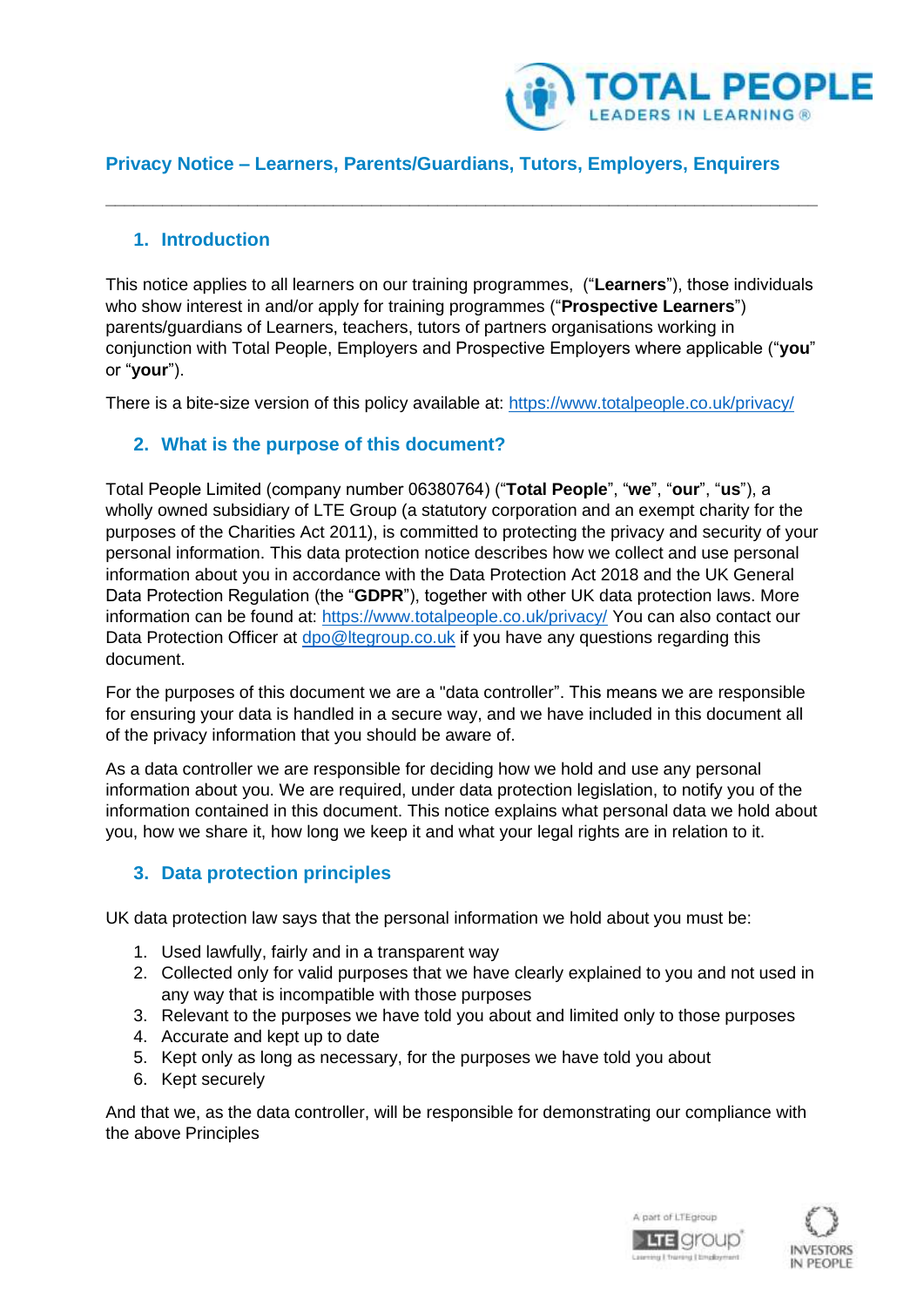# Privacy Notice – Learners, Parents/Guardians, Tutors, Employers, Enquirers

## 1. Introduction

This notice applies to all learners on our training programmes, ("**Learners**"), those individuals who show interest in and/or apply for training programmes ("**Prospective Learners**") parents/guardians of Learners, teachers, tutors of partners organisations working in conjunction with Total People, Employers and Prospective Employers where applicable ("**you**" or "**your**").

There is a bite-size version of this policy available at: https://www.totalpeople.co.uk/privacy/

## 2. What is the purpose of this document?

Total People Limited (company number 06380764) ("**Total People**", "**we**", "**our**", "**us**"), a wholly owned subsidiary of LTE Group (a statutory corporation and an exempt charity for the purposes of the Charities Act 2011), is committed to protecting the privacy and security of your personal information. This data protection notice describes how we collect and use personal information about you in accordance with the Data Protection Act 2018 and the UK General Data Protection Regulation (the "**GDPR**"), together with other UK data protection laws. More information can be found at: https://www.totalpeople.co.uk/privacy/ You can also contact our Data Protection Officer at dpo@ltegroup.co.uk if you have any questions regarding this document.

For the purposes of this document we are a "data controller". This means we are responsible for ensuring your data is handled in a secure way, and we have included in this document all of the privacy information that you should be aware of.

As a data controller we are responsible for deciding how we hold and use any personal information about you. We are required, under data protection legislation, to notify you of the information contained in this document. This notice explains what personal data we hold about you, how we share it, how long we keep it and what your legal rights are in relation to it.

## 3. Data protection principles

UK data protection law says that the personal information we hold about you must be:

1. Used lawfully, fairly and in a transparent way
2. Collected only for valid purposes that we have clearly explained to you and not used in any way that is incompatible with those purposes
3. Relevant to the purposes we have told you about and limited only to those purposes
4. Accurate and kept up to date
5. Kept only as long as necessary, for the purposes we have told you about
6. Kept securely

And that we, as the data controller, will be responsible for demonstrating our compliance with the above Principles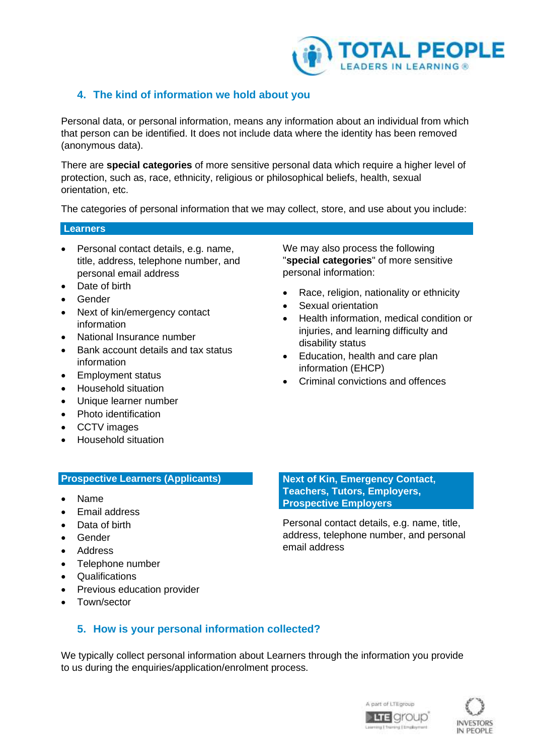## 4. The kind of information we hold about you

Personal data, or personal information, means any information about an individual from which that person can be identified. It does not include data where the identity has been removed (anonymous data).

There are **special categories** of more sensitive personal data which require a higher level of protection, such as, race, ethnicity, religious or philosophical beliefs, health, sexual orientation, etc.

The categories of personal information that we may collect, store, and use about you include:

### Learners

- Personal contact details, e.g. name, title, address, telephone number, and personal email address
- Date of birth
- Gender
- Next of kin/emergency contact information
- National Insurance number
- Bank account details and tax status information
- Employment status
- Household situation
- Unique learner number
- Photo identification
- CCTV images
- Household situation

We may also process the following "**special categories**" of more sensitive personal information:

- Race, religion, nationality or ethnicity
- Sexual orientation
- Health information, medical condition or injuries, and learning difficulty and disability status
- Education, health and care plan information (EHCP)
- Criminal convictions and offences

### Prospective Learners (Applicants)

- Name
- Email address
- Data of birth
- Gender
- Address
- Telephone number
- Qualifications
- Previous education provider
- Town/sector

### Next of Kin, Emergency Contact, Teachers, Tutors, Employers, Prospective Employers

Personal contact details, e.g. name, title, address, telephone number, and personal email address

## 5. How is your personal information collected?

We typically collect personal information about Learners through the information you provide to us during the enquiries/application/enrolment process.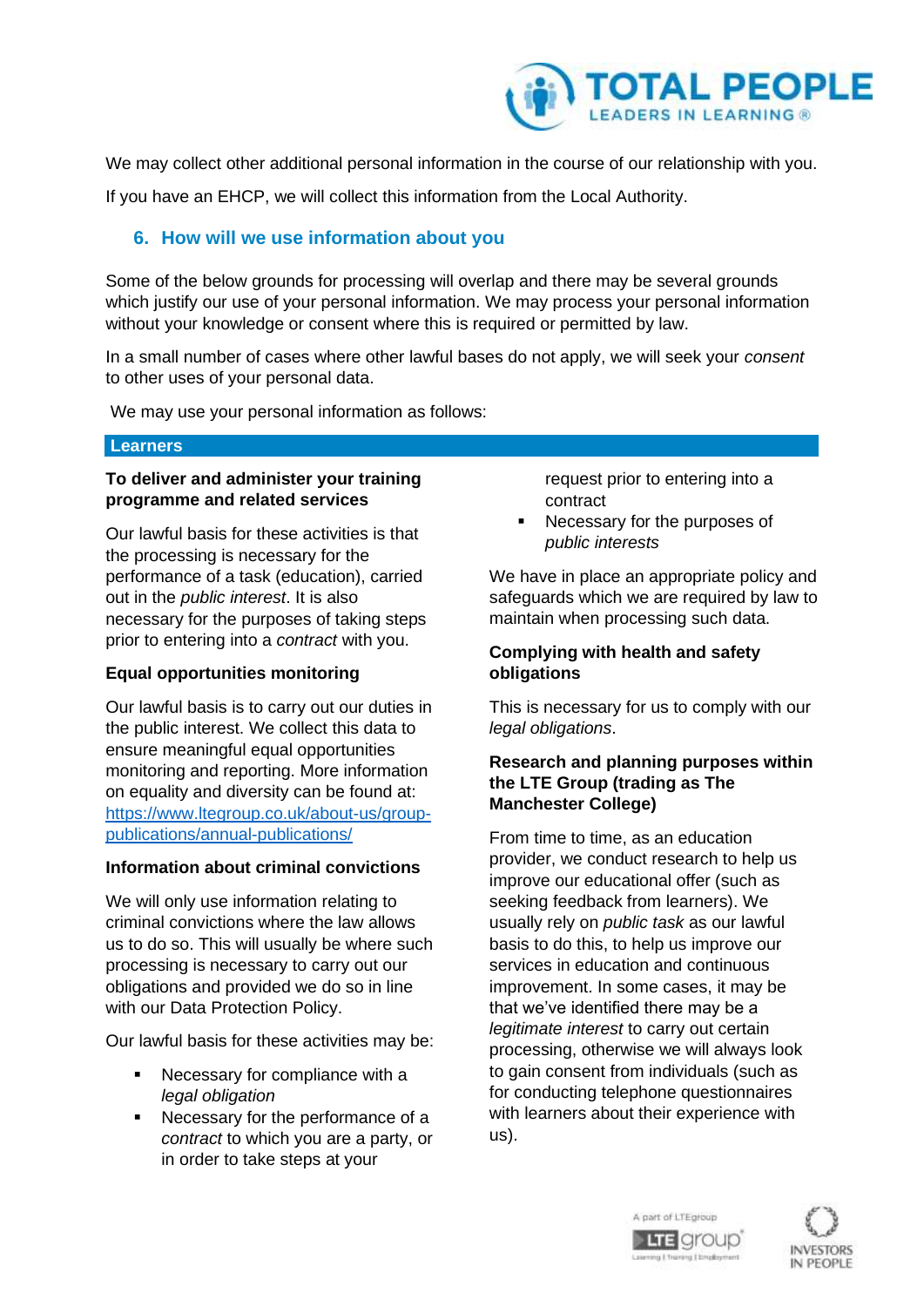We may collect other additional personal information in the course of our relationship with you.

If you have an EHCP, we will collect this information from the Local Authority.

## 6. How will we use information about you

Some of the below grounds for processing will overlap and there may be several grounds which justify our use of your personal information. We may process your personal information without your knowledge or consent where this is required or permitted by law.

In a small number of cases where other lawful bases do not apply, we will seek your *consent* to other uses of your personal data.

We may use your personal information as follows:

### Learners

**To deliver and administer your training programme and related services**

Our lawful basis for these activities is that the processing is necessary for the performance of a task (education), carried out in the *public interest*. It is also necessary for the purposes of taking steps prior to entering into a *contract* with you.

**Equal opportunities monitoring**

Our lawful basis is to carry out our duties in the public interest. We collect this data to ensure meaningful equal opportunities monitoring and reporting. More information on equality and diversity can be found at: https://www.ltegroup.co.uk/about-us/group-publications/annual-publications/

**Information about criminal convictions**

We will only use information relating to criminal convictions where the law allows us to do so. This will usually be where such processing is necessary to carry out our obligations and provided we do so in line with our Data Protection Policy.

Our lawful basis for these activities may be:

- Necessary for compliance with a *legal obligation*
- Necessary for the performance of a *contract* to which you are a party, or in order to take steps at your request prior to entering into a contract
- Necessary for the purposes of *public interests*

We have in place an appropriate policy and safeguards which we are required by law to maintain when processing such data.

**Complying with health and safety obligations**

This is necessary for us to comply with our *legal obligations*.

**Research and planning purposes within the LTE Group (trading as The Manchester College)**

From time to time, as an education provider, we conduct research to help us improve our educational offer (such as seeking feedback from learners). We usually rely on *public task* as our lawful basis to do this, to help us improve our services in education and continuous improvement. In some cases, it may be that we've identified there may be a *legitimate interest* to carry out certain processing, otherwise we will always look to gain consent from individuals (such as for conducting telephone questionnaires with learners about their experience with us).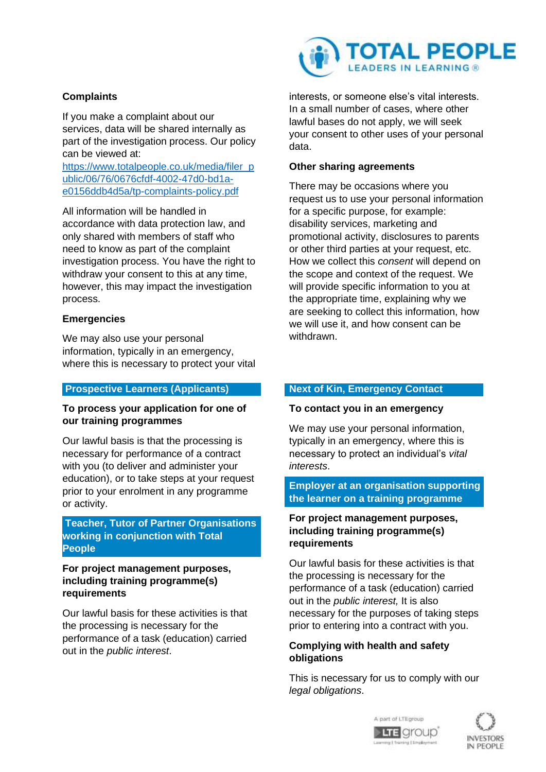### Complaints

If you make a complaint about our services, data will be shared internally as part of the investigation process. Our policy can be viewed at: [https://www.totalpeople.co.uk/media/filer_public/06/76/0676cfdf-4002-47d0-bd1a-e0156ddb4d5a/tp-complaints-policy.pdf](https://www.totalpeople.co.uk/media/filer_public/06/76/0676cfdf-4002-47d0-bd1a-e0156ddb4d5a/tp-complaints-policy.pdf)

All information will be handled in accordance with data protection law, and only shared with members of staff who need to know as part of the complaint investigation process. You have the right to withdraw your consent to this at any time, however, this may impact the investigation process.

### Emergencies

We may also use your personal information, typically in an emergency, where this is necessary to protect your vital interests, or someone else's vital interests. In a small number of cases, where other lawful bases do not apply, we will seek your consent to other uses of your personal data.

### Other sharing agreements

There may be occasions where you request us to use your personal information for a specific purpose, for example: disability services, marketing and promotional activity, disclosures to parents or other third parties at your request, etc. How we collect this *consent* will depend on the scope and context of the request. We will provide specific information to you at the appropriate time, explaining why we are seeking to collect this information, how we will use it, and how consent can be withdrawn.

## Prospective Learners (Applicants)

### To process your application for one of our training programmes

Our lawful basis is that the processing is necessary for performance of a contract with you (to deliver and administer your education), or to take steps at your request prior to your enrolment in any programme or activity.

## Teacher, Tutor of Partner Organisations working in conjunction with Total People

### For project management purposes, including training programme(s) requirements

Our lawful basis for these activities is that the processing is necessary for the performance of a task (education) carried out in the *public interest*.

## Next of Kin, Emergency Contact

### To contact you in an emergency

We may use your personal information, typically in an emergency, where this is necessary to protect an individual's *vital interests*.

## Employer at an organisation supporting the learner on a training programme

### For project management purposes, including training programme(s) requirements

Our lawful basis for these activities is that the processing is necessary for the performance of a task (education) carried out in the *public interest,* It is also necessary for the purposes of taking steps prior to entering into a contract with you.

### Complying with health and safety obligations

This is necessary for us to comply with our *legal obligations*.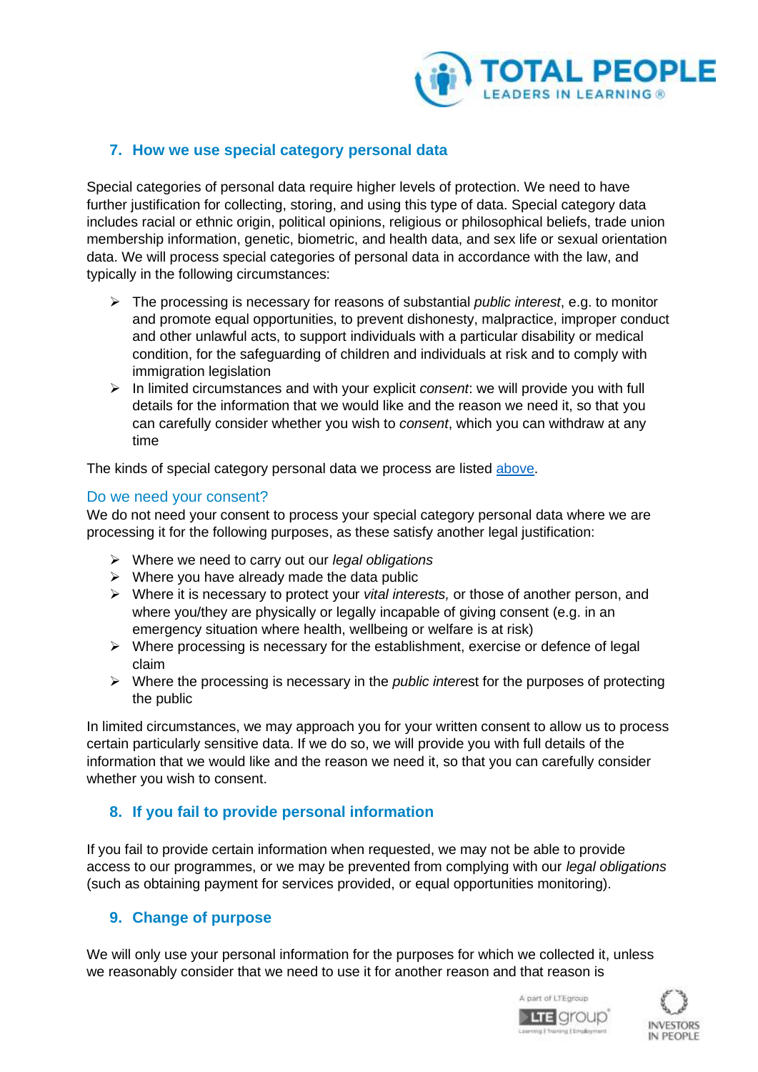## 7. How we use special category personal data

Special categories of personal data require higher levels of protection. We need to have further justification for collecting, storing, and using this type of data. Special category data includes racial or ethnic origin, political opinions, religious or philosophical beliefs, trade union membership information, genetic, biometric, and health data, and sex life or sexual orientation data. We will process special categories of personal data in accordance with the law, and typically in the following circumstances:

- The processing is necessary for reasons of substantial *public interest*, e.g. to monitor and promote equal opportunities, to prevent dishonesty, malpractice, improper conduct and other unlawful acts, to support individuals with a particular disability or medical condition, for the safeguarding of children and individuals at risk and to comply with immigration legislation
- In limited circumstances and with your explicit *consent*: we will provide you with full details for the information that we would like and the reason we need it, so that you can carefully consider whether you wish to *consent*, which you can withdraw at any time

The kinds of special category personal data we process are listed above.

### Do we need your consent?

We do not need your consent to process your special category personal data where we are processing it for the following purposes, as these satisfy another legal justification:

- Where we need to carry out our *legal obligations*
- Where you have already made the data public
- Where it is necessary to protect your *vital interests,* or those of another person, and where you/they are physically or legally incapable of giving consent (e.g. in an emergency situation where health, wellbeing or welfare is at risk)
- Where processing is necessary for the establishment, exercise or defence of legal claim
- Where the processing is necessary in the *public interest* for the purposes of protecting the public

In limited circumstances, we may approach you for your written consent to allow us to process certain particularly sensitive data. If we do so, we will provide you with full details of the information that we would like and the reason we need it, so that you can carefully consider whether you wish to consent.

## 8. If you fail to provide personal information

If you fail to provide certain information when requested, we may not be able to provide access to our programmes, or we may be prevented from complying with our *legal obligations* (such as obtaining payment for services provided, or equal opportunities monitoring).

## 9. Change of purpose

We will only use your personal information for the purposes for which we collected it, unless we reasonably consider that we need to use it for another reason and that reason is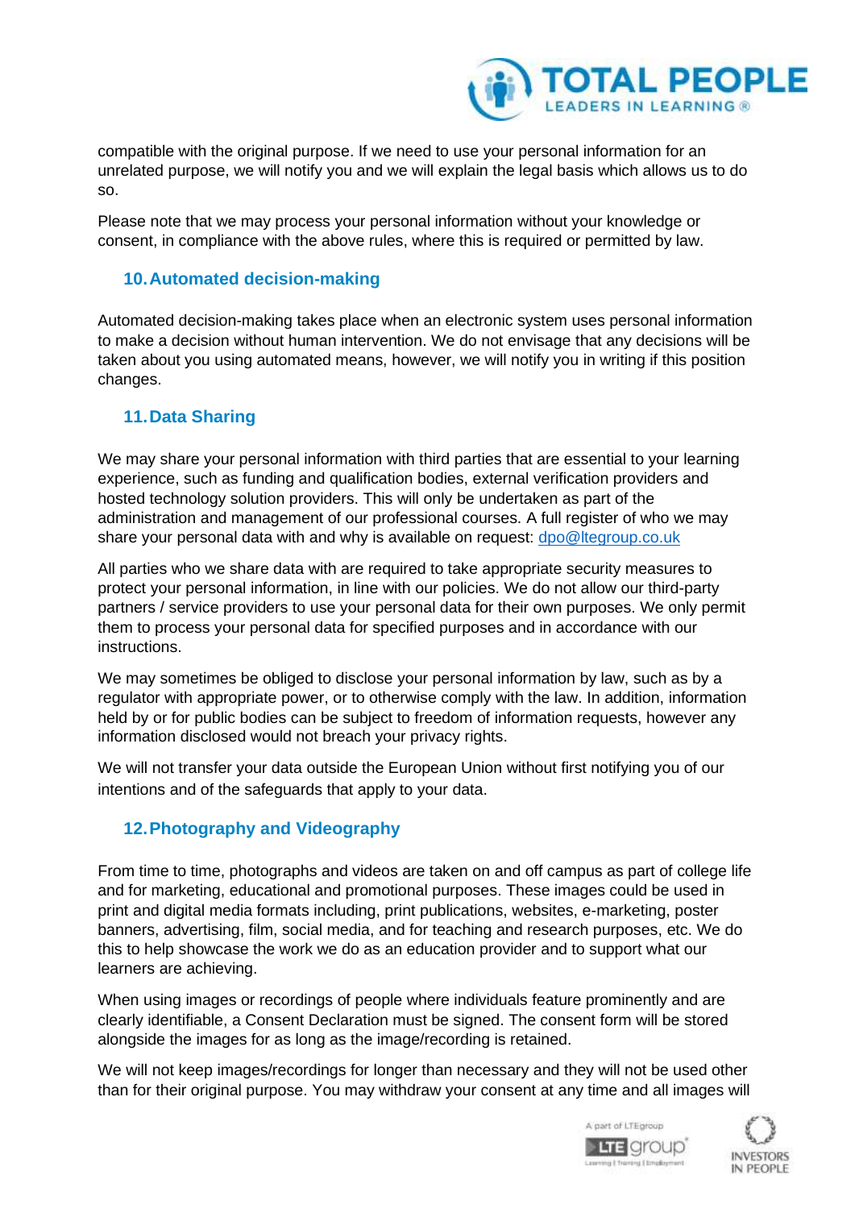compatible with the original purpose. If we need to use your personal information for an unrelated purpose, we will notify you and we will explain the legal basis which allows us to do so.

Please note that we may process your personal information without your knowledge or consent, in compliance with the above rules, where this is required or permitted by law.

## 10. Automated decision-making

Automated decision-making takes place when an electronic system uses personal information to make a decision without human intervention. We do not envisage that any decisions will be taken about you using automated means, however, we will notify you in writing if this position changes.

## 11. Data Sharing

We may share your personal information with third parties that are essential to your learning experience, such as funding and qualification bodies, external verification providers and hosted technology solution providers. This will only be undertaken as part of the administration and management of our professional courses. A full register of who we may share your personal data with and why is available on request: dpo@ltegroup.co.uk

All parties who we share data with are required to take appropriate security measures to protect your personal information, in line with our policies. We do not allow our third-party partners / service providers to use your personal data for their own purposes. We only permit them to process your personal data for specified purposes and in accordance with our instructions.

We may sometimes be obliged to disclose your personal information by law, such as by a regulator with appropriate power, or to otherwise comply with the law. In addition, information held by or for public bodies can be subject to freedom of information requests, however any information disclosed would not breach your privacy rights.

We will not transfer your data outside the European Union without first notifying you of our intentions and of the safeguards that apply to your data.

## 12. Photography and Videography

From time to time, photographs and videos are taken on and off campus as part of college life and for marketing, educational and promotional purposes. These images could be used in print and digital media formats including, print publications, websites, e-marketing, poster banners, advertising, film, social media, and for teaching and research purposes, etc. We do this to help showcase the work we do as an education provider and to support what our learners are achieving.

When using images or recordings of people where individuals feature prominently and are clearly identifiable, a Consent Declaration must be signed. The consent form will be stored alongside the images for as long as the image/recording is retained.

We will not keep images/recordings for longer than necessary and they will not be used other than for their original purpose. You may withdraw your consent at any time and all images will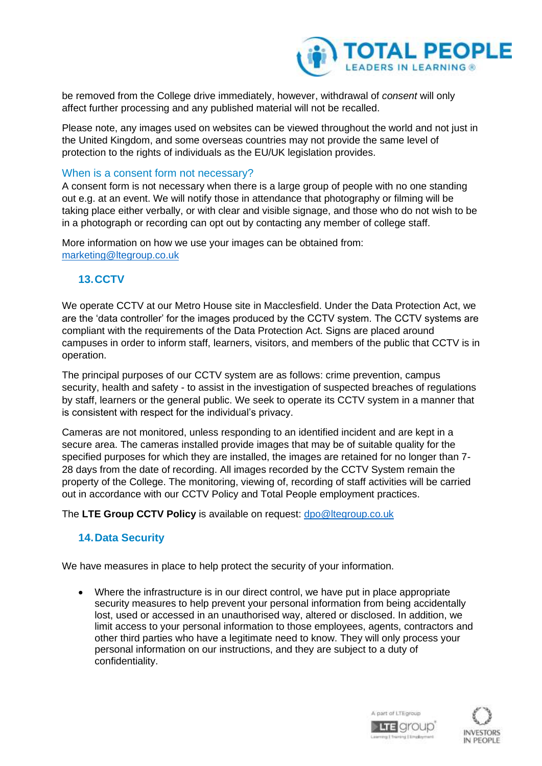be removed from the College drive immediately, however, withdrawal of *consent* will only affect further processing and any published material will not be recalled.

Please note, any images used on websites can be viewed throughout the world and not just in the United Kingdom, and some overseas countries may not provide the same level of protection to the rights of individuals as the EU/UK legislation provides.

### When is a consent form not necessary?

A consent form is not necessary when there is a large group of people with no one standing out e.g. at an event. We will notify those in attendance that photography or filming will be taking place either verbally, or with clear and visible signage, and those who do not wish to be in a photograph or recording can opt out by contacting any member of college staff.

More information on how we use your images can be obtained from: marketing@ltegroup.co.uk

## 13. CCTV

We operate CCTV at our Metro House site in Macclesfield. Under the Data Protection Act, we are the 'data controller' for the images produced by the CCTV system. The CCTV systems are compliant with the requirements of the Data Protection Act. Signs are placed around campuses in order to inform staff, learners, visitors, and members of the public that CCTV is in operation.

The principal purposes of our CCTV system are as follows: crime prevention, campus security, health and safety - to assist in the investigation of suspected breaches of regulations by staff, learners or the general public. We seek to operate its CCTV system in a manner that is consistent with respect for the individual's privacy.

Cameras are not monitored, unless responding to an identified incident and are kept in a secure area. The cameras installed provide images that may be of suitable quality for the specified purposes for which they are installed, the images are retained for no longer than 7-28 days from the date of recording. All images recorded by the CCTV System remain the property of the College. The monitoring, viewing of, recording of staff activities will be carried out in accordance with our CCTV Policy and Total People employment practices.

The **LTE Group CCTV Policy** is available on request: dpo@ltegroup.co.uk

## 14. Data Security

We have measures in place to help protect the security of your information.

- Where the infrastructure is in our direct control, we have put in place appropriate security measures to help prevent your personal information from being accidentally lost, used or accessed in an unauthorised way, altered or disclosed. In addition, we limit access to your personal information to those employees, agents, contractors and other third parties who have a legitimate need to know. They will only process your personal information on our instructions, and they are subject to a duty of confidentiality.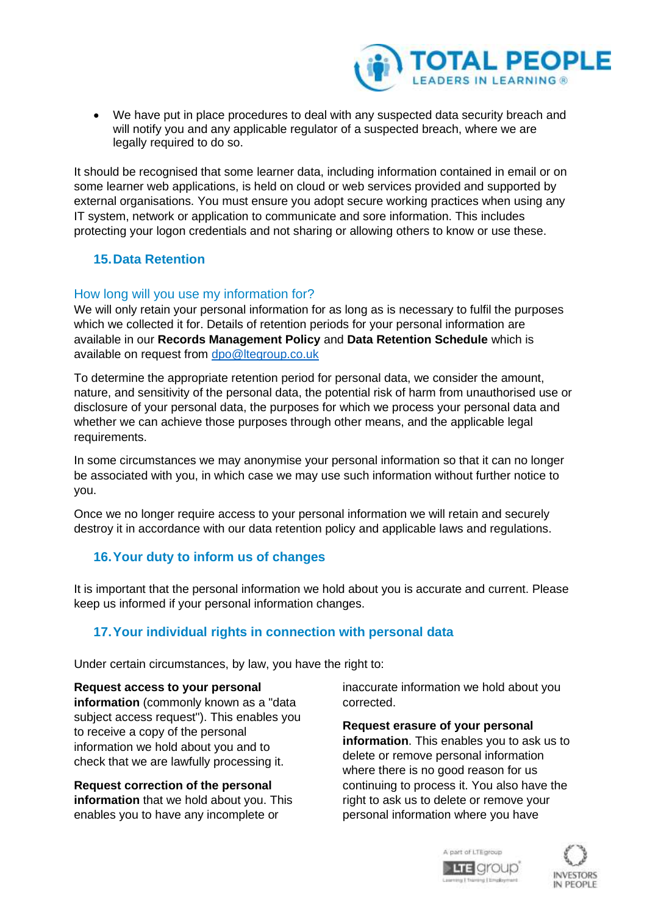- We have put in place procedures to deal with any suspected data security breach and will notify you and any applicable regulator of a suspected breach, where we are legally required to do so.

It should be recognised that some learner data, including information contained in email or on some learner web applications, is held on cloud or web services provided and supported by external organisations. You must ensure you adopt secure working practices when using any IT system, network or application to communicate and sore information. This includes protecting your logon credentials and not sharing or allowing others to know or use these.

## 15. Data Retention

### How long will you use my information for?

We will only retain your personal information for as long as is necessary to fulfil the purposes which we collected it for. Details of retention periods for your personal information are available in our **Records Management Policy** and **Data Retention Schedule** which is available on request from dpo@ltegroup.co.uk

To determine the appropriate retention period for personal data, we consider the amount, nature, and sensitivity of the personal data, the potential risk of harm from unauthorised use or disclosure of your personal data, the purposes for which we process your personal data and whether we can achieve those purposes through other means, and the applicable legal requirements.

In some circumstances we may anonymise your personal information so that it can no longer be associated with you, in which case we may use such information without further notice to you.

Once we no longer require access to your personal information we will retain and securely destroy it in accordance with our data retention policy and applicable laws and regulations.

## 16. Your duty to inform us of changes

It is important that the personal information we hold about you is accurate and current. Please keep us informed if your personal information changes.

## 17. Your individual rights in connection with personal data

Under certain circumstances, by law, you have the right to:

**Request access to your personal information** (commonly known as a "data subject access request"). This enables you to receive a copy of the personal information we hold about you and to check that we are lawfully processing it.

**Request correction of the personal information** that we hold about you. This enables you to have any incomplete or inaccurate information we hold about you corrected.

**Request erasure of your personal information**. This enables you to ask us to delete or remove personal information where there is no good reason for us continuing to process it. You also have the right to ask us to delete or remove your personal information where you have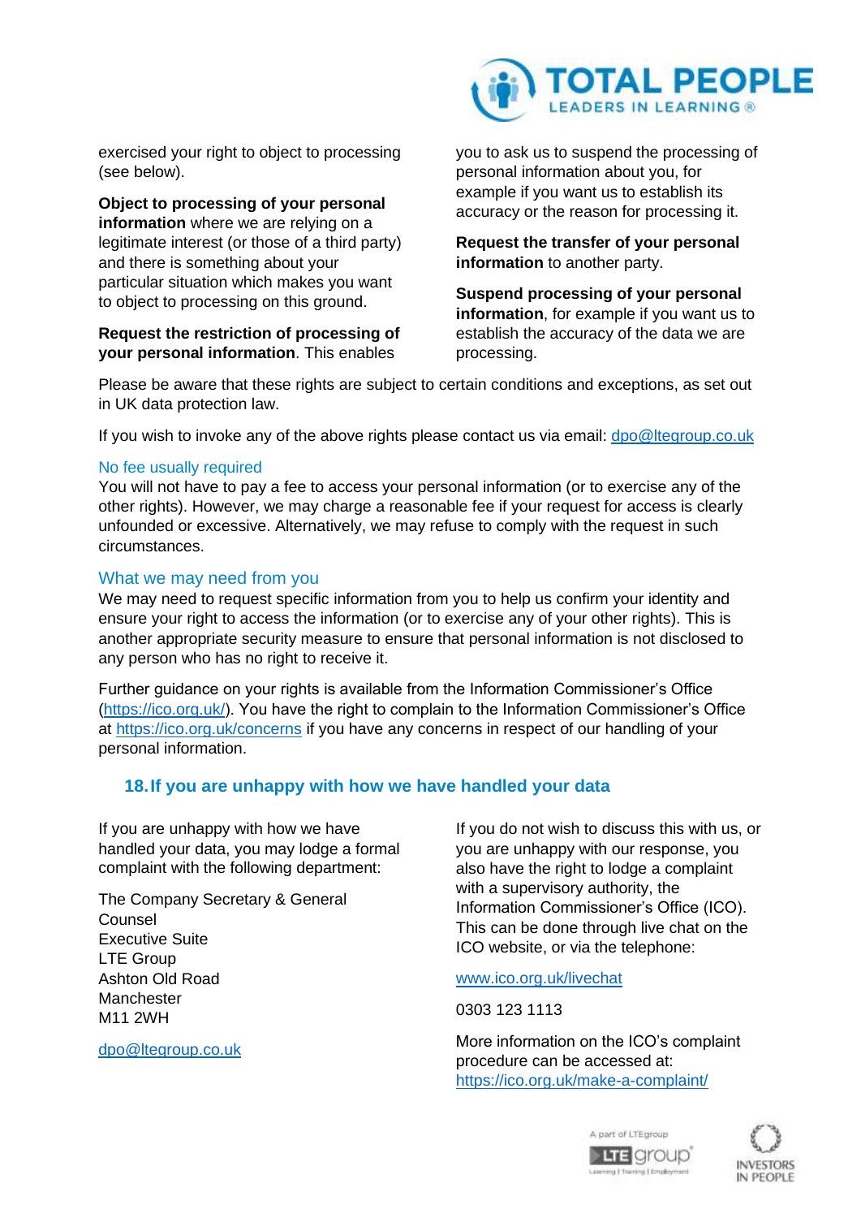exercised your right to object to processing (see below).

**Object to processing of your personal information** where we are relying on a legitimate interest (or those of a third party) and there is something about your particular situation which makes you want to object to processing on this ground.

**Request the restriction of processing of your personal information**. This enables you to ask us to suspend the processing of personal information about you, for example if you want us to establish its accuracy or the reason for processing it.

**Request the transfer of your personal information** to another party.

**Suspend processing of your personal information**, for example if you want us to establish the accuracy of the data we are processing.

Please be aware that these rights are subject to certain conditions and exceptions, as set out in UK data protection law.

If you wish to invoke any of the above rights please contact us via email: dpo@ltegroup.co.uk

### No fee usually required

You will not have to pay a fee to access your personal information (or to exercise any of the other rights). However, we may charge a reasonable fee if your request for access is clearly unfounded or excessive. Alternatively, we may refuse to comply with the request in such circumstances.

### What we may need from you

We may need to request specific information from you to help us confirm your identity and ensure your right to access the information (or to exercise any of your other rights). This is another appropriate security measure to ensure that personal information is not disclosed to any person who has no right to receive it.

Further guidance on your rights is available from the Information Commissioner's Office (https://ico.org.uk/). You have the right to complain to the Information Commissioner's Office at https://ico.org.uk/concerns if you have any concerns in respect of our handling of your personal information.

## 18. If you are unhappy with how we have handled your data

If you are unhappy with how we have handled your data, you may lodge a formal complaint with the following department:

The Company Secretary & General Counsel
Executive Suite
LTE Group
Ashton Old Road
Manchester
M11 2WH

dpo@ltegroup.co.uk

If you do not wish to discuss this with us, or you are unhappy with our response, you also have the right to lodge a complaint with a supervisory authority, the Information Commissioner's Office (ICO). This can be done through live chat on the ICO website, or via the telephone:

www.ico.org.uk/livechat

0303 123 1113

More information on the ICO's complaint procedure can be accessed at: https://ico.org.uk/make-a-complaint/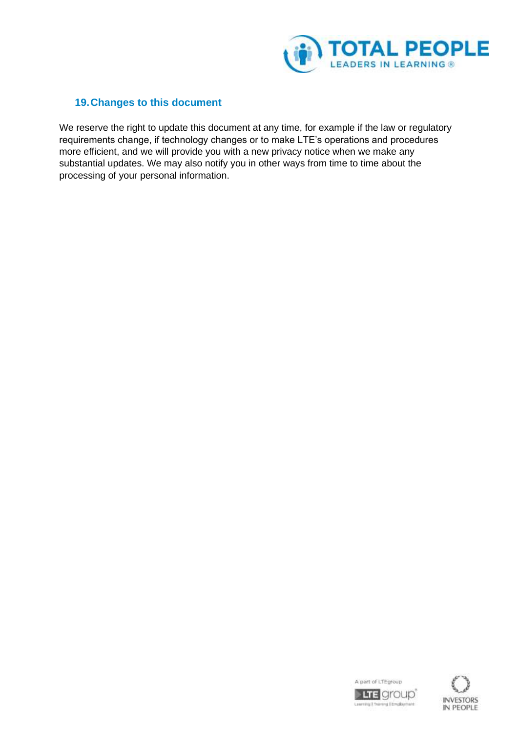## 19. Changes to this document

We reserve the right to update this document at any time, for example if the law or regulatory requirements change, if technology changes or to make LTE's operations and procedures more efficient, and we will provide you with a new privacy notice when we make any substantial updates. We may also notify you in other ways from time to time about the processing of your personal information.